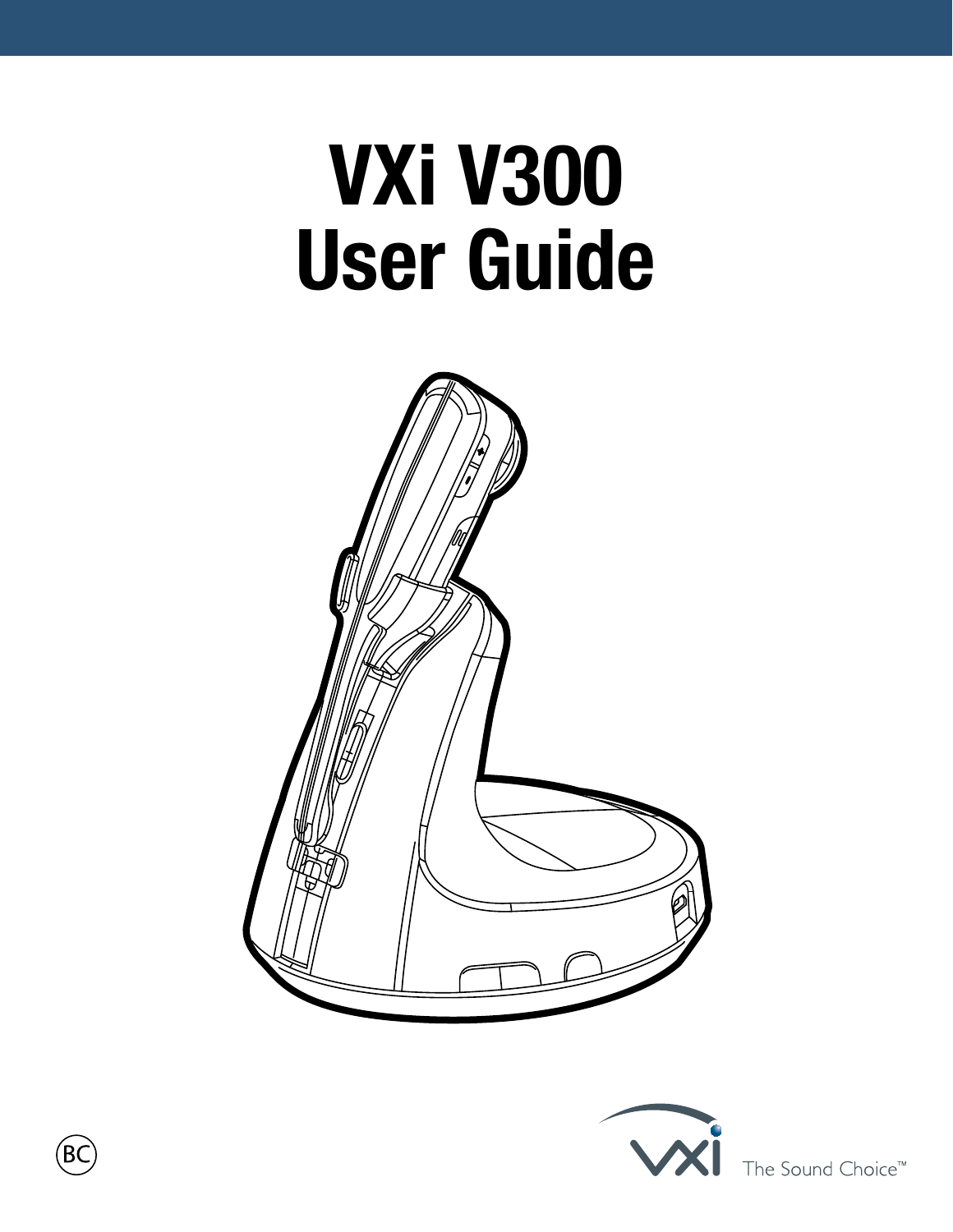# VXi V300 User Guide

BC

VXi The Sound Choice™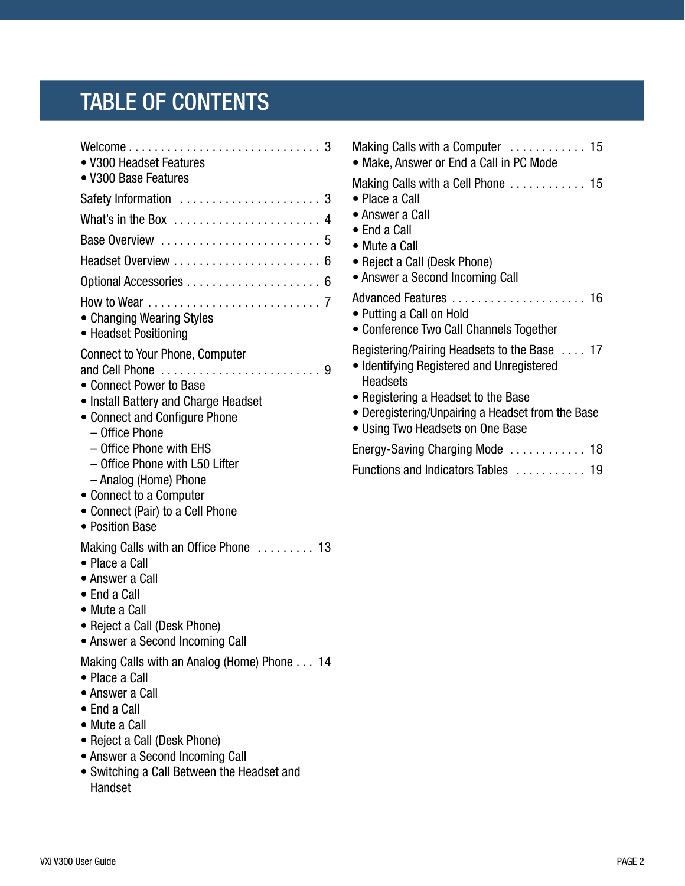# TABLE OF CONTENTS

Welcome . . . . . . . . . . . . . . . . . . . . . . . . . . . . . 3
- V300 Headset Features
- V300 Base Features

Safety Information . . . . . . . . . . . . . . . . . . . . . . 3

What's in the Box . . . . . . . . . . . . . . . . . . . . . . . 4

Base Overview . . . . . . . . . . . . . . . . . . . . . . . . . 5

Headset Overview . . . . . . . . . . . . . . . . . . . . . . . 6

Optional Accessories . . . . . . . . . . . . . . . . . . . . . 6

How to Wear . . . . . . . . . . . . . . . . . . . . . . . . . . 7
- Changing Wearing Styles
- Headset Positioning

Connect to Your Phone, Computer and Cell Phone . . . . . . . . . . . . . . . . . . . . . . . . . 9
- Connect Power to Base
- Install Battery and Charge Headset
- Connect and Configure Phone
  - Office Phone
  - Office Phone with EHS
  - Office Phone with L50 Lifter
  - Analog (Home) Phone
- Connect to a Computer
- Connect (Pair) to a Cell Phone
- Position Base

Making Calls with an Office Phone . . . . . . . . . 13
- Place a Call
- Answer a Call
- End a Call
- Mute a Call
- Reject a Call (Desk Phone)
- Answer a Second Incoming Call

Making Calls with an Analog (Home) Phone . . . 14
- Place a Call
- Answer a Call
- End a Call
- Mute a Call
- Reject a Call (Desk Phone)
- Answer a Second Incoming Call
- Switching a Call Between the Headset and Handset

Making Calls with a Computer . . . . . . . . . . . . 15
- Make, Answer or End a Call in PC Mode

Making Calls with a Cell Phone . . . . . . . . . . . . 15
- Place a Call
- Answer a Call
- End a Call
- Mute a Call
- Reject a Call (Desk Phone)
- Answer a Second Incoming Call

Advanced Features . . . . . . . . . . . . . . . . . . . . . 16
- Putting a Call on Hold
- Conference Two Call Channels Together

Registering/Pairing Headsets to the Base . . . . 17
- Identifying Registered and Unregistered Headsets
- Registering a Headset to the Base
- Deregistering/Unpairing a Headset from the Base
- Using Two Headsets on One Base

Energy-Saving Charging Mode . . . . . . . . . . . . 18

Functions and Indicators Tables . . . . . . . . . . . 19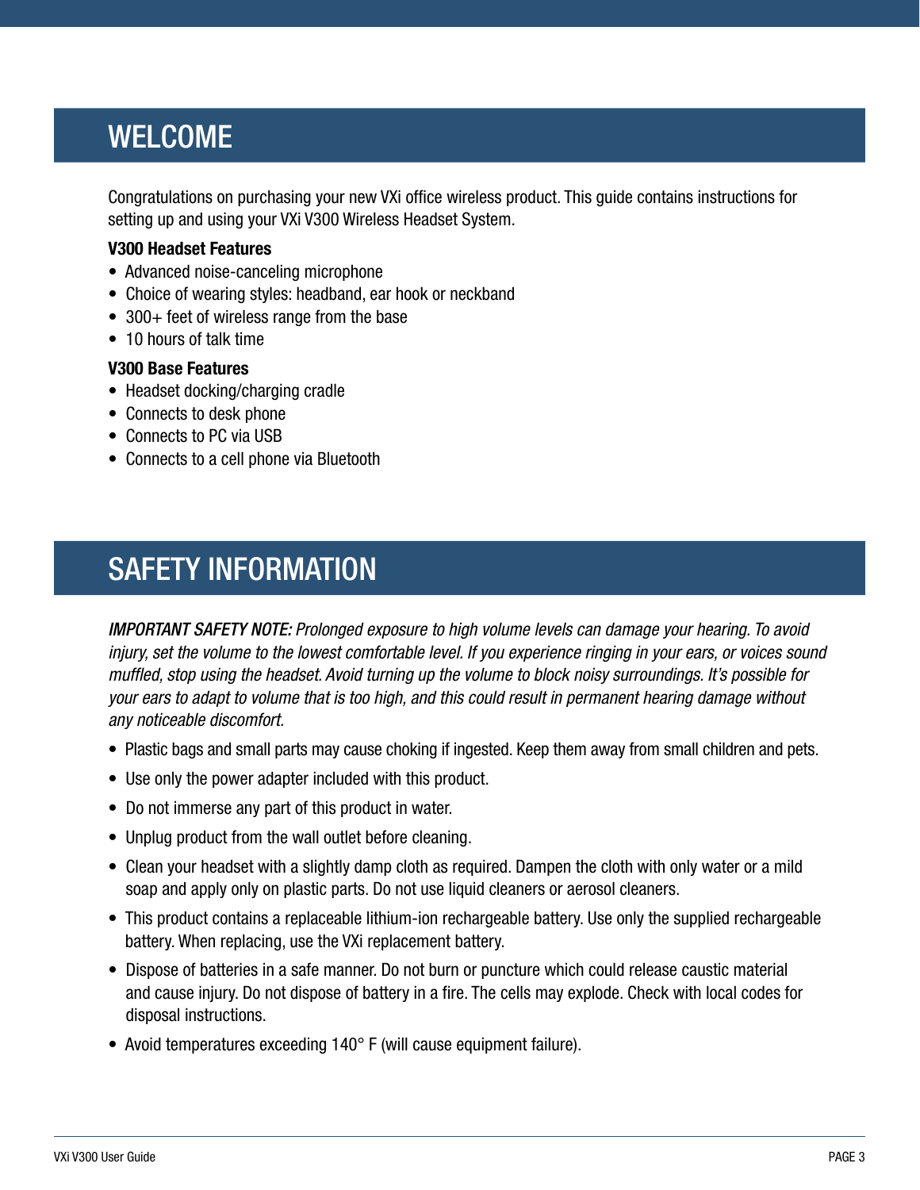## WELCOME

Congratulations on purchasing your new VXi office wireless product. This guide contains instructions for setting up and using your VXi V300 Wireless Headset System.

**V300 Headset Features**

- Advanced noise-canceling microphone
- Choice of wearing styles: headband, ear hook or neckband
- 300+ feet of wireless range from the base
- 10 hours of talk time

**V300 Base Features**

- Headset docking/charging cradle
- Connects to desk phone
- Connects to PC via USB
- Connects to a cell phone via Bluetooth

## SAFETY INFORMATION

*IMPORTANT SAFETY NOTE: Prolonged exposure to high volume levels can damage your hearing. To avoid injury, set the volume to the lowest comfortable level. If you experience ringing in your ears, or voices sound muffled, stop using the headset. Avoid turning up the volume to block noisy surroundings. It's possible for your ears to adapt to volume that is too high, and this could result in permanent hearing damage without any noticeable discomfort.*

- Plastic bags and small parts may cause choking if ingested. Keep them away from small children and pets.
- Use only the power adapter included with this product.
- Do not immerse any part of this product in water.
- Unplug product from the wall outlet before cleaning.
- Clean your headset with a slightly damp cloth as required. Dampen the cloth with only water or a mild soap and apply only on plastic parts. Do not use liquid cleaners or aerosol cleaners.
- This product contains a replaceable lithium-ion rechargeable battery. Use only the supplied rechargeable battery. When replacing, use the VXi replacement battery.
- Dispose of batteries in a safe manner. Do not burn or puncture which could release caustic material and cause injury. Do not dispose of battery in a fire. The cells may explode. Check with local codes for disposal instructions.
- Avoid temperatures exceeding 140° F (will cause equipment failure).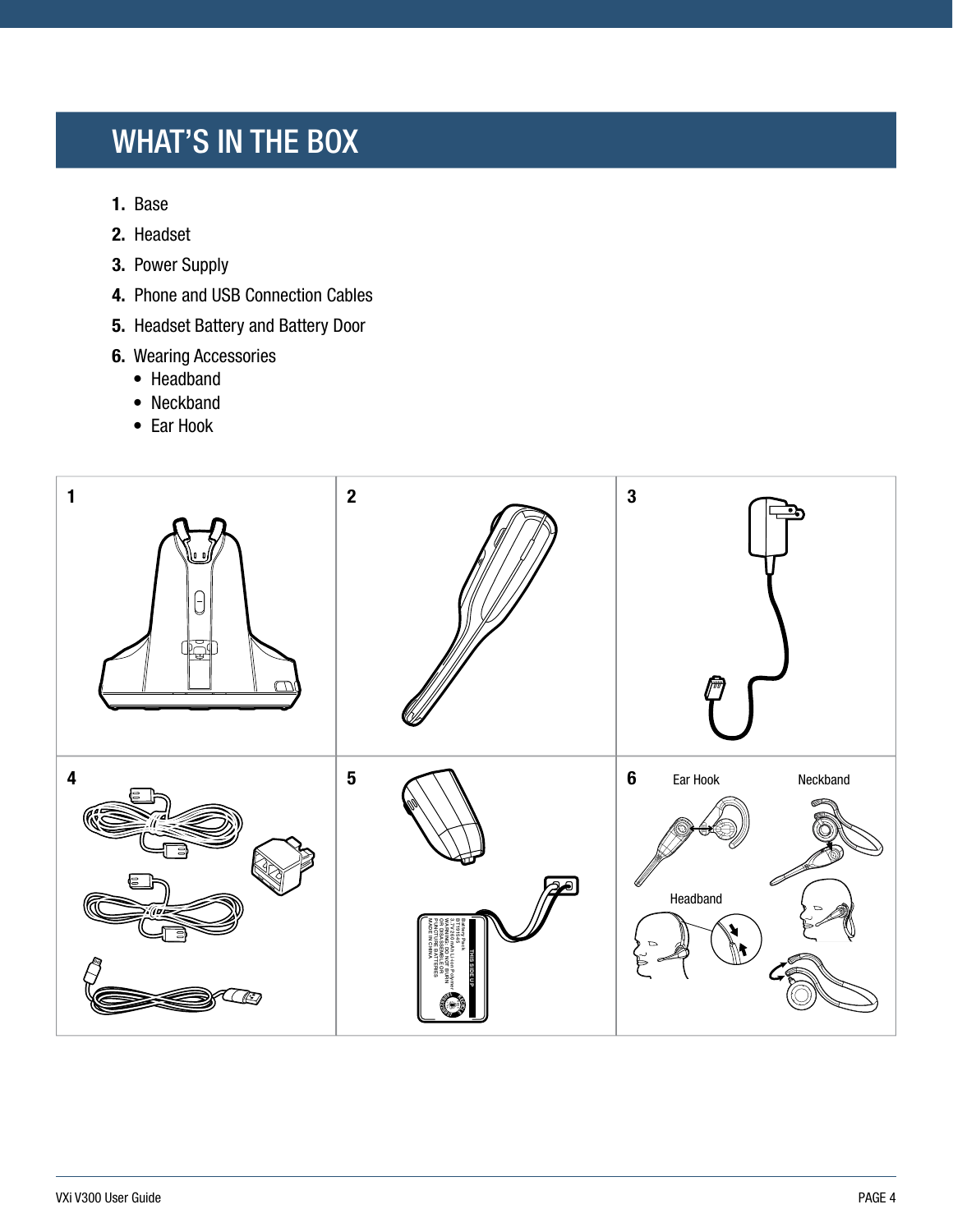# WHAT'S IN THE BOX

1. Base
2. Headset
3. Power Supply
4. Phone and USB Connection Cables
5. Headset Battery and Battery Door
6. Wearing Accessories
   - Headband
   - Neckband
   - Ear Hook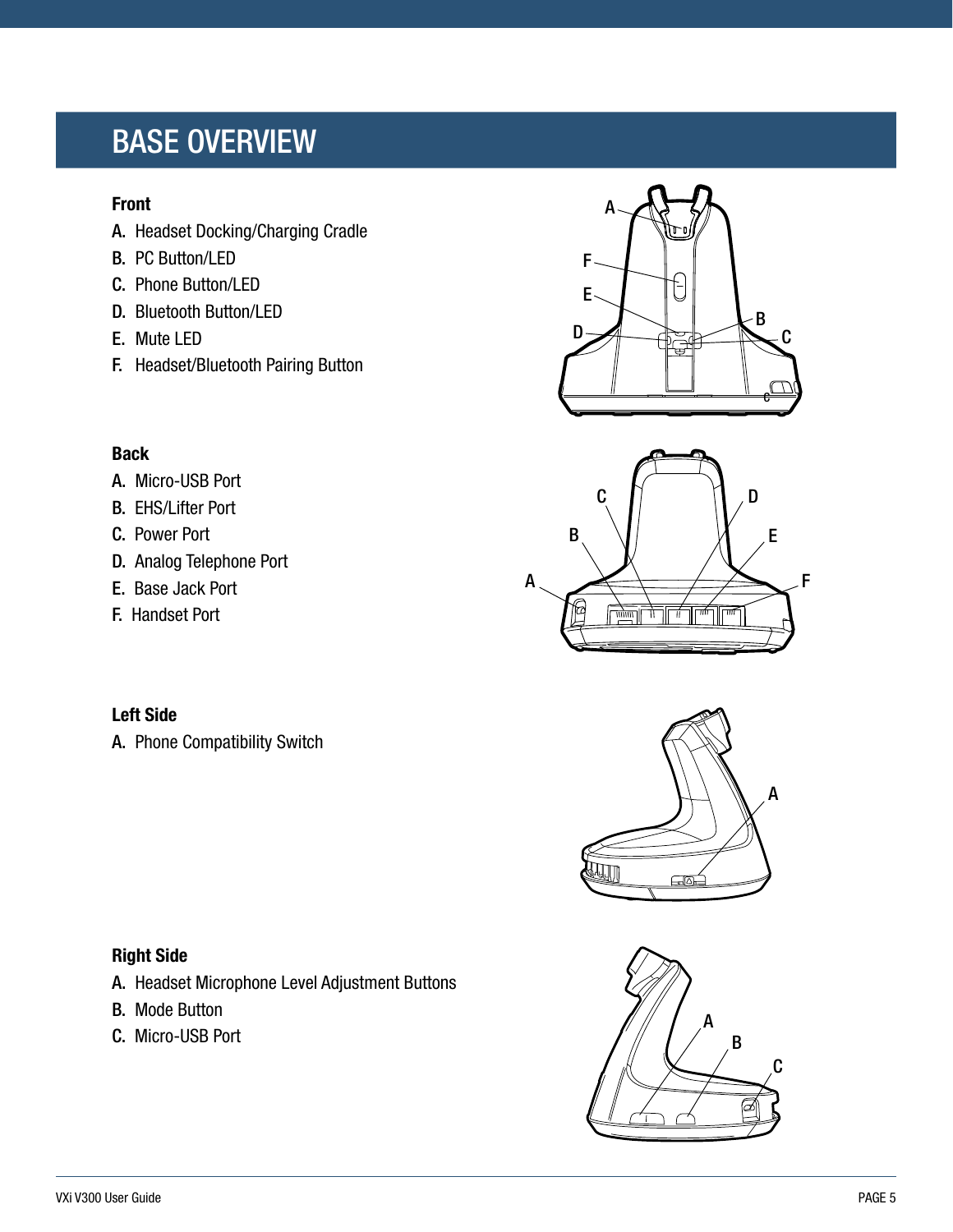# BASE OVERVIEW

**Front**

A. Headset Docking/Charging Cradle
B. PC Button/LED
C. Phone Button/LED
D. Bluetooth Button/LED
E. Mute LED
F. Headset/Bluetooth Pairing Button

**Back**

A. Micro-USB Port
B. EHS/Lifter Port
C. Power Port
D. Analog Telephone Port
E. Base Jack Port
F. Handset Port

**Left Side**

A. Phone Compatibility Switch

**Right Side**

A. Headset Microphone Level Adjustment Buttons
B. Mode Button
C. Micro-USB Port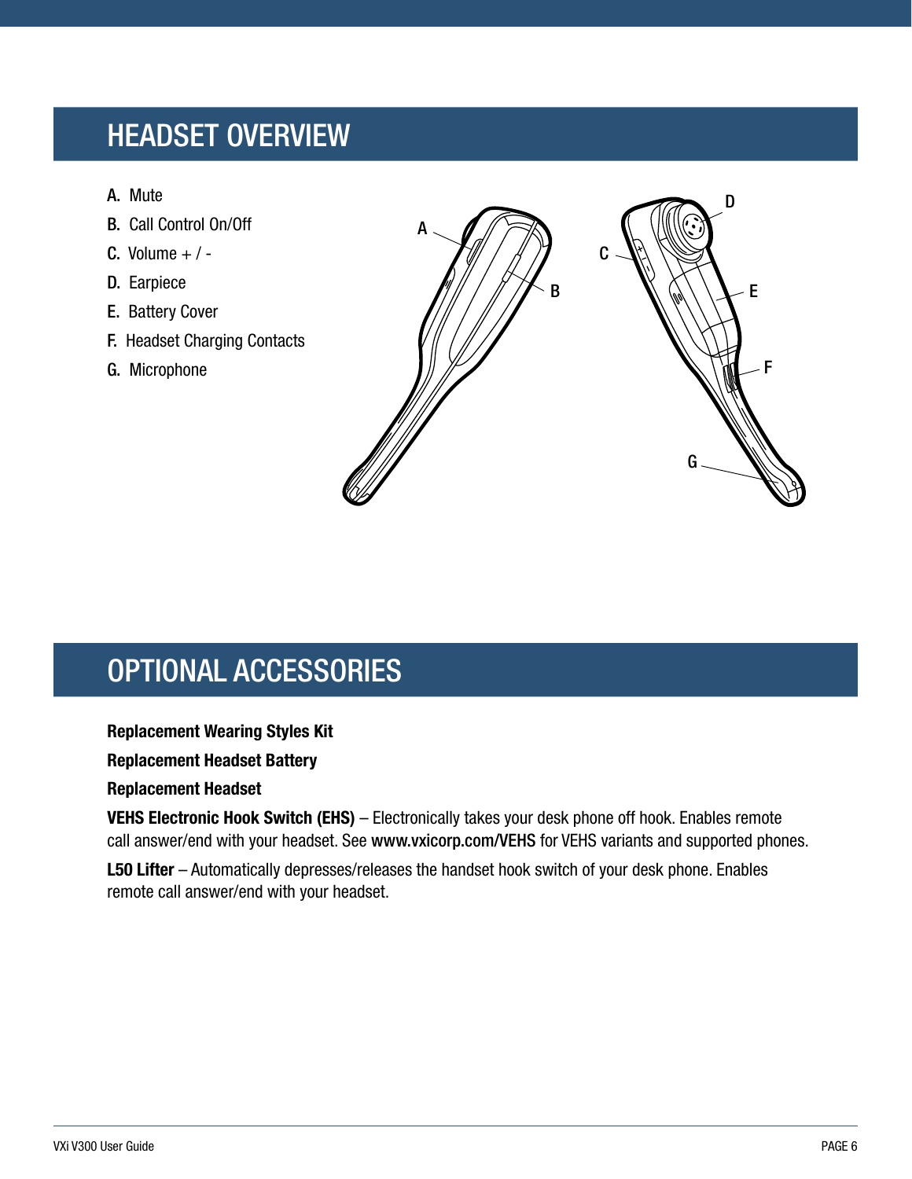# HEADSET OVERVIEW

A. Mute
B. Call Control On/Off
C. Volume + / -
D. Earpiece
E. Battery Cover
F. Headset Charging Contacts
G. Microphone

# OPTIONAL ACCESSORIES

**Replacement Wearing Styles Kit**

**Replacement Headset Battery**

**Replacement Headset**

**VEHS Electronic Hook Switch (EHS)** – Electronically takes your desk phone off hook. Enables remote call answer/end with your headset. See **www.vxicorp.com/VEHS** for VEHS variants and supported phones.

**L50 Lifter** – Automatically depresses/releases the handset hook switch of your desk phone. Enables remote call answer/end with your headset.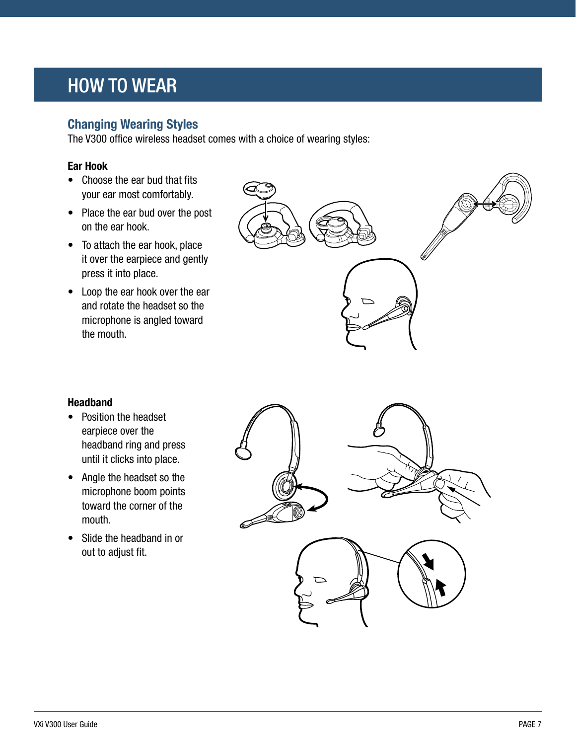# HOW TO WEAR

## Changing Wearing Styles

The V300 office wireless headset comes with a choice of wearing styles:

**Ear Hook**

- Choose the ear bud that fits your ear most comfortably.
- Place the ear bud over the post on the ear hook.
- To attach the ear hook, place it over the earpiece and gently press it into place.
- Loop the ear hook over the ear and rotate the headset so the microphone is angled toward the mouth.

**Headband**

- Position the headset earpiece over the headband ring and press until it clicks into place.
- Angle the headset so the microphone boom points toward the corner of the mouth.
- Slide the headband in or out to adjust fit.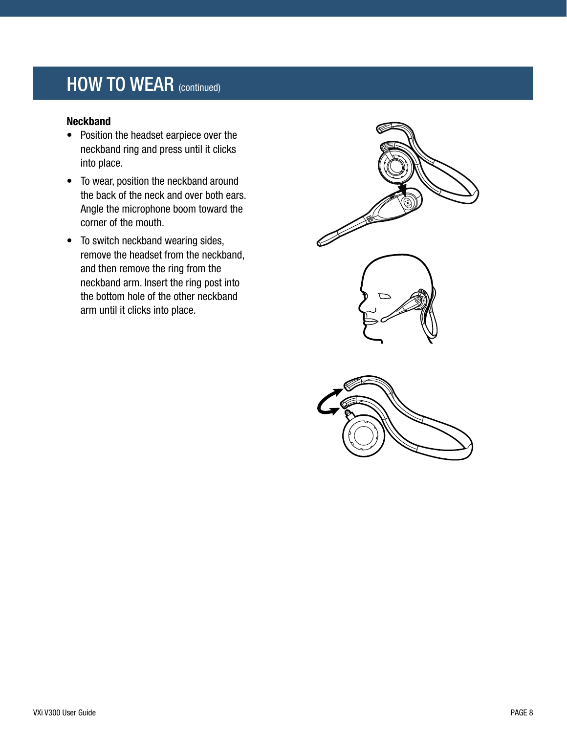## HOW TO WEAR (continued)

**Neckband**

- Position the headset earpiece over the neckband ring and press until it clicks into place.
- To wear, position the neckband around the back of the neck and over both ears. Angle the microphone boom toward the corner of the mouth.
- To switch neckband wearing sides, remove the headset from the neckband, and then remove the ring from the neckband arm. Insert the ring post into the bottom hole of the other neckband arm until it clicks into place.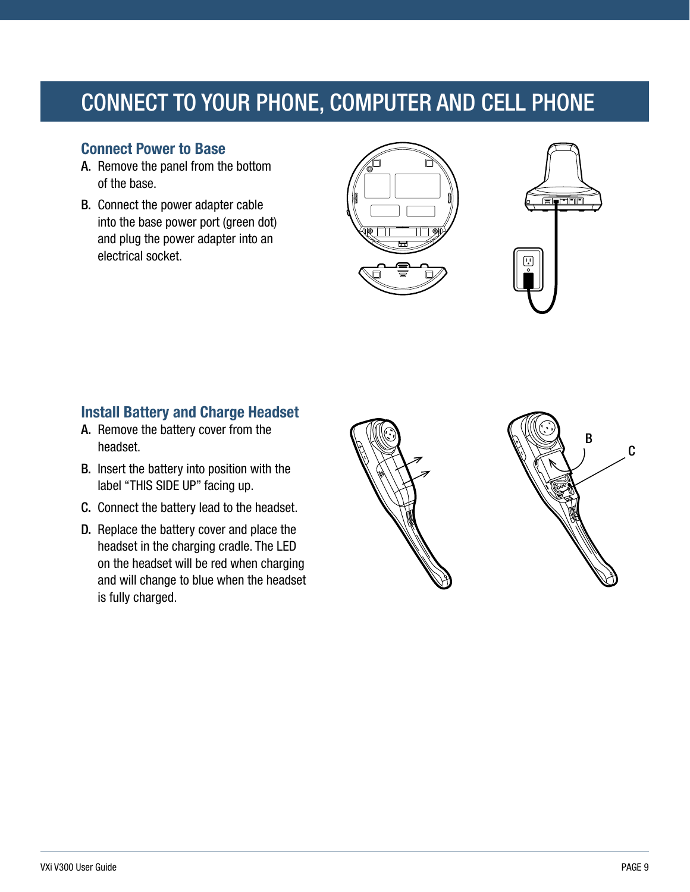# CONNECT TO YOUR PHONE, COMPUTER AND CELL PHONE

## Connect Power to Base

A. Remove the panel from the bottom of the base.

B. Connect the power adapter cable into the base power port (green dot) and plug the power adapter into an electrical socket.

## Install Battery and Charge Headset

A. Remove the battery cover from the headset.

B. Insert the battery into position with the label "THIS SIDE UP" facing up.

C. Connect the battery lead to the headset.

D. Replace the battery cover and place the headset in the charging cradle. The LED on the headset will be red when charging and will change to blue when the headset is fully charged.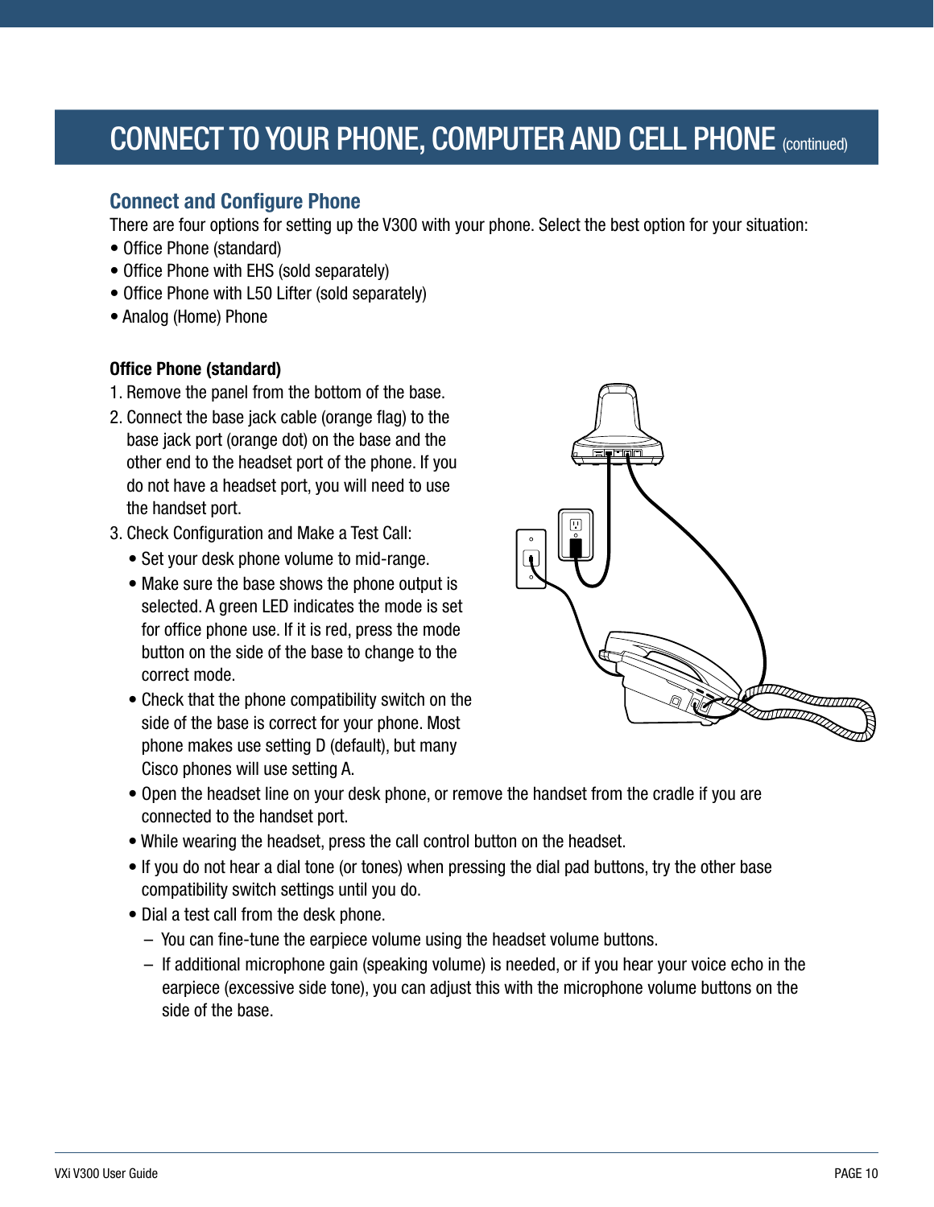# CONNECT TO YOUR PHONE, COMPUTER AND CELL PHONE (continued)

## Connect and Configure Phone

There are four options for setting up the V300 with your phone. Select the best option for your situation:

- Office Phone (standard)
- Office Phone with EHS (sold separately)
- Office Phone with L50 Lifter (sold separately)
- Analog (Home) Phone

**Office Phone (standard)**

1. Remove the panel from the bottom of the base.
2. Connect the base jack cable (orange flag) to the base jack port (orange dot) on the base and the other end to the headset port of the phone. If you do not have a headset port, you will need to use the handset port.
3. Check Configuration and Make a Test Call:
   - Set your desk phone volume to mid-range.
   - Make sure the base shows the phone output is selected. A green LED indicates the mode is set for office phone use. If it is red, press the mode button on the side of the base to change to the correct mode.
   - Check that the phone compatibility switch on the side of the base is correct for your phone. Most phone makes use setting D (default), but many Cisco phones will use setting A.
   - Open the headset line on your desk phone, or remove the handset from the cradle if you are connected to the handset port.
   - While wearing the headset, press the call control button on the headset.
   - If you do not hear a dial tone (or tones) when pressing the dial pad buttons, try the other base compatibility switch settings until you do.
   - Dial a test call from the desk phone.
     - You can fine-tune the earpiece volume using the headset volume buttons.
     - If additional microphone gain (speaking volume) is needed, or if you hear your voice echo in the earpiece (excessive side tone), you can adjust this with the microphone volume buttons on the side of the base.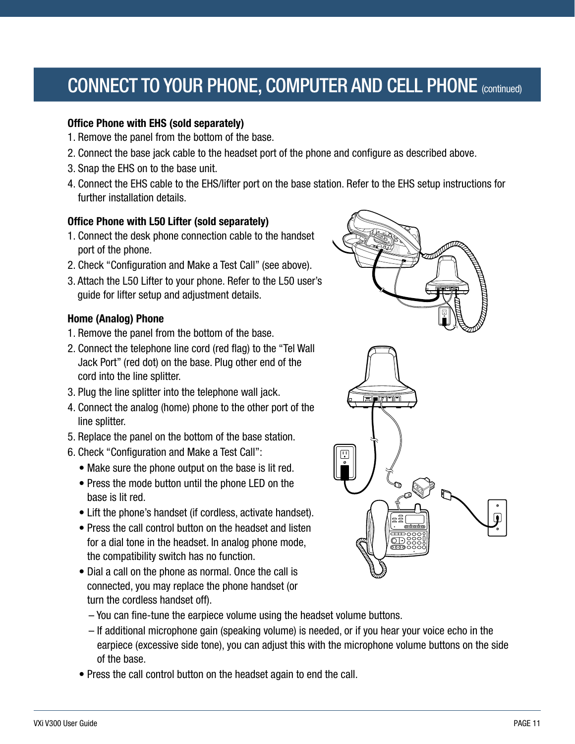# CONNECT TO YOUR PHONE, COMPUTER AND CELL PHONE (continued)

**Office Phone with EHS (sold separately)**

1. Remove the panel from the bottom of the base.
2. Connect the base jack cable to the headset port of the phone and configure as described above.
3. Snap the EHS on to the base unit.
4. Connect the EHS cable to the EHS/lifter port on the base station. Refer to the EHS setup instructions for further installation details.

**Office Phone with L50 Lifter (sold separately)**

1. Connect the desk phone connection cable to the handset port of the phone.
2. Check "Configuration and Make a Test Call" (see above).
3. Attach the L50 Lifter to your phone. Refer to the L50 user's guide for lifter setup and adjustment details.

**Home (Analog) Phone**

1. Remove the panel from the bottom of the base.
2. Connect the telephone line cord (red flag) to the "Tel Wall Jack Port" (red dot) on the base. Plug other end of the cord into the line splitter.
3. Plug the line splitter into the telephone wall jack.
4. Connect the analog (home) phone to the other port of the line splitter.
5. Replace the panel on the bottom of the base station.
6. Check "Configuration and Make a Test Call":
   - Make sure the phone output on the base is lit red.
   - Press the mode button until the phone LED on the base is lit red.
   - Lift the phone's handset (if cordless, activate handset).
   - Press the call control button on the headset and listen for a dial tone in the headset. In analog phone mode, the compatibility switch has no function.
   - Dial a call on the phone as normal. Once the call is connected, you may replace the phone handset (or turn the cordless handset off).
     – You can fine-tune the earpiece volume using the headset volume buttons.
     – If additional microphone gain (speaking volume) is needed, or if you hear your voice echo in the earpiece (excessive side tone), you can adjust this with the microphone volume buttons on the side of the base.
   - Press the call control button on the headset again to end the call.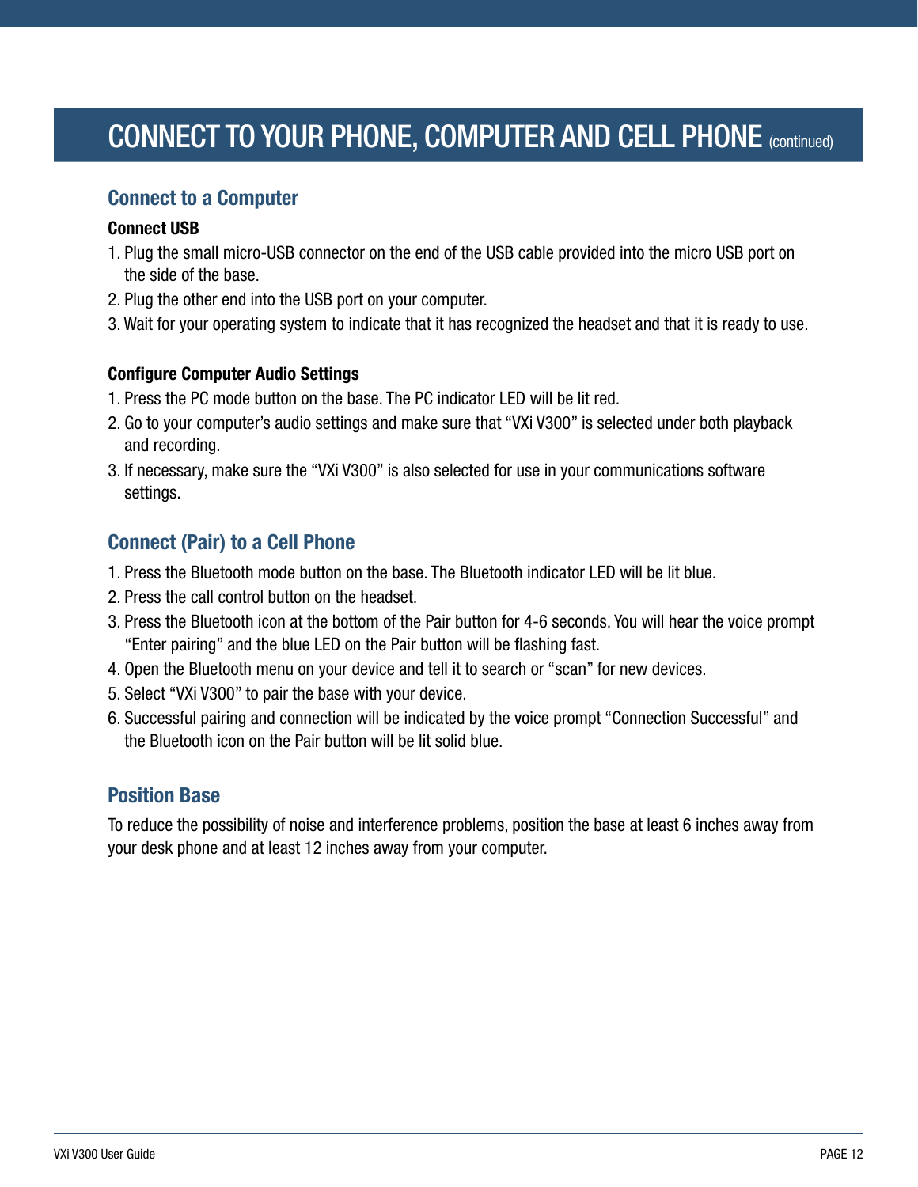# CONNECT TO YOUR PHONE, COMPUTER AND CELL PHONE (continued)

## Connect to a Computer

**Connect USB**

1. Plug the small micro-USB connector on the end of the USB cable provided into the micro USB port on the side of the base.
2. Plug the other end into the USB port on your computer.
3. Wait for your operating system to indicate that it has recognized the headset and that it is ready to use.

**Configure Computer Audio Settings**

1. Press the PC mode button on the base. The PC indicator LED will be lit red.
2. Go to your computer's audio settings and make sure that "VXi V300" is selected under both playback and recording.
3. If necessary, make sure the "VXi V300" is also selected for use in your communications software settings.

## Connect (Pair) to a Cell Phone

1. Press the Bluetooth mode button on the base. The Bluetooth indicator LED will be lit blue.
2. Press the call control button on the headset.
3. Press the Bluetooth icon at the bottom of the Pair button for 4-6 seconds. You will hear the voice prompt "Enter pairing" and the blue LED on the Pair button will be flashing fast.
4. Open the Bluetooth menu on your device and tell it to search or "scan" for new devices.
5. Select "VXi V300" to pair the base with your device.
6. Successful pairing and connection will be indicated by the voice prompt "Connection Successful" and the Bluetooth icon on the Pair button will be lit solid blue.

## Position Base

To reduce the possibility of noise and interference problems, position the base at least 6 inches away from your desk phone and at least 12 inches away from your computer.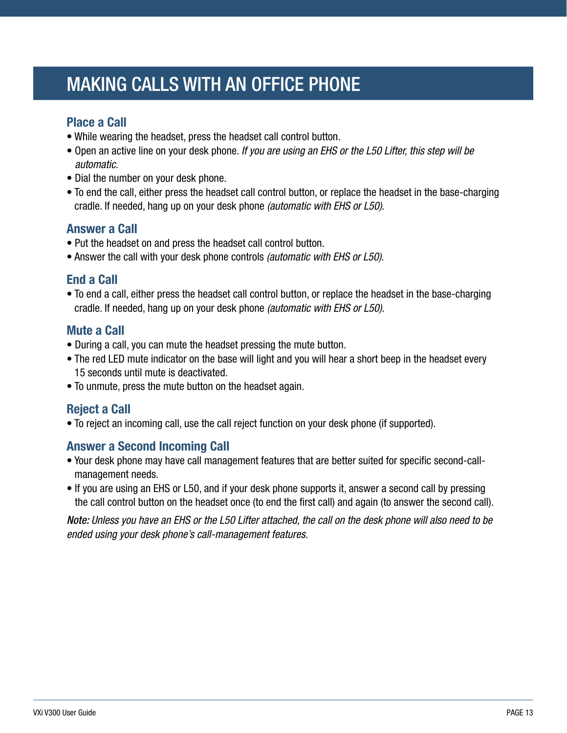# MAKING CALLS WITH AN OFFICE PHONE

## Place a Call

- While wearing the headset, press the headset call control button.
- Open an active line on your desk phone. *If you are using an EHS or the L50 Lifter, this step will be automatic.*
- Dial the number on your desk phone.
- To end the call, either press the headset call control button, or replace the headset in the base-charging cradle. If needed, hang up on your desk phone *(automatic with EHS or L50).*

## Answer a Call

- Put the headset on and press the headset call control button.
- Answer the call with your desk phone controls *(automatic with EHS or L50).*

## End a Call

- To end a call, either press the headset call control button, or replace the headset in the base-charging cradle. If needed, hang up on your desk phone *(automatic with EHS or L50).*

## Mute a Call

- During a call, you can mute the headset pressing the mute button.
- The red LED mute indicator on the base will light and you will hear a short beep in the headset every 15 seconds until mute is deactivated.
- To unmute, press the mute button on the headset again.

## Reject a Call

- To reject an incoming call, use the call reject function on your desk phone (if supported).

## Answer a Second Incoming Call

- Your desk phone may have call management features that are better suited for specific second-call-management needs.
- If you are using an EHS or L50, and if your desk phone supports it, answer a second call by pressing the call control button on the headset once (to end the first call) and again (to answer the second call).

***Note:*** *Unless you have an EHS or the L50 Lifter attached, the call on the desk phone will also need to be ended using your desk phone's call-management features.*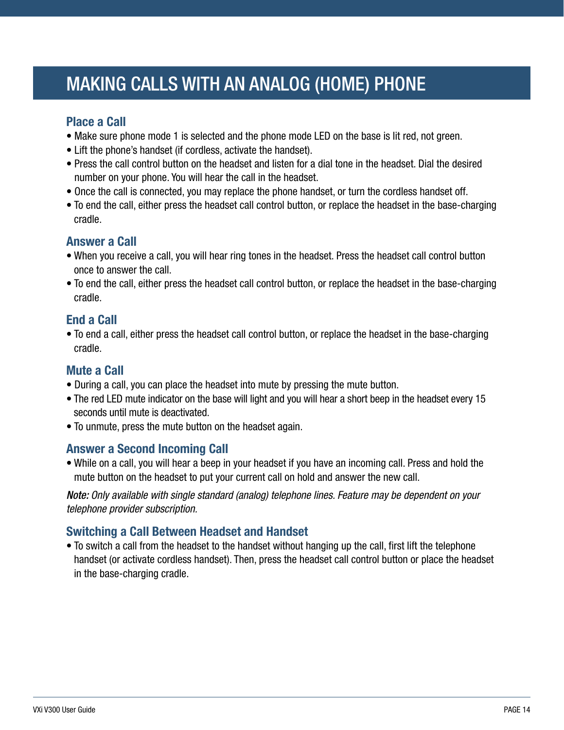# MAKING CALLS WITH AN ANALOG (HOME) PHONE

## Place a Call

- Make sure phone mode 1 is selected and the phone mode LED on the base is lit red, not green.
- Lift the phone's handset (if cordless, activate the handset).
- Press the call control button on the headset and listen for a dial tone in the headset. Dial the desired number on your phone. You will hear the call in the headset.
- Once the call is connected, you may replace the phone handset, or turn the cordless handset off.
- To end the call, either press the headset call control button, or replace the headset in the base-charging cradle.

## Answer a Call

- When you receive a call, you will hear ring tones in the headset. Press the headset call control button once to answer the call.
- To end the call, either press the headset call control button, or replace the headset in the base-charging cradle.

## End a Call

- To end a call, either press the headset call control button, or replace the headset in the base-charging cradle.

## Mute a Call

- During a call, you can place the headset into mute by pressing the mute button.
- The red LED mute indicator on the base will light and you will hear a short beep in the headset every 15 seconds until mute is deactivated.
- To unmute, press the mute button on the headset again.

## Answer a Second Incoming Call

- While on a call, you will hear a beep in your headset if you have an incoming call. Press and hold the mute button on the headset to put your current call on hold and answer the new call.

***Note:*** *Only available with single standard (analog) telephone lines. Feature may be dependent on your telephone provider subscription.*

## Switching a Call Between Headset and Handset

- To switch a call from the headset to the handset without hanging up the call, first lift the telephone handset (or activate cordless handset). Then, press the headset call control button or place the headset in the base-charging cradle.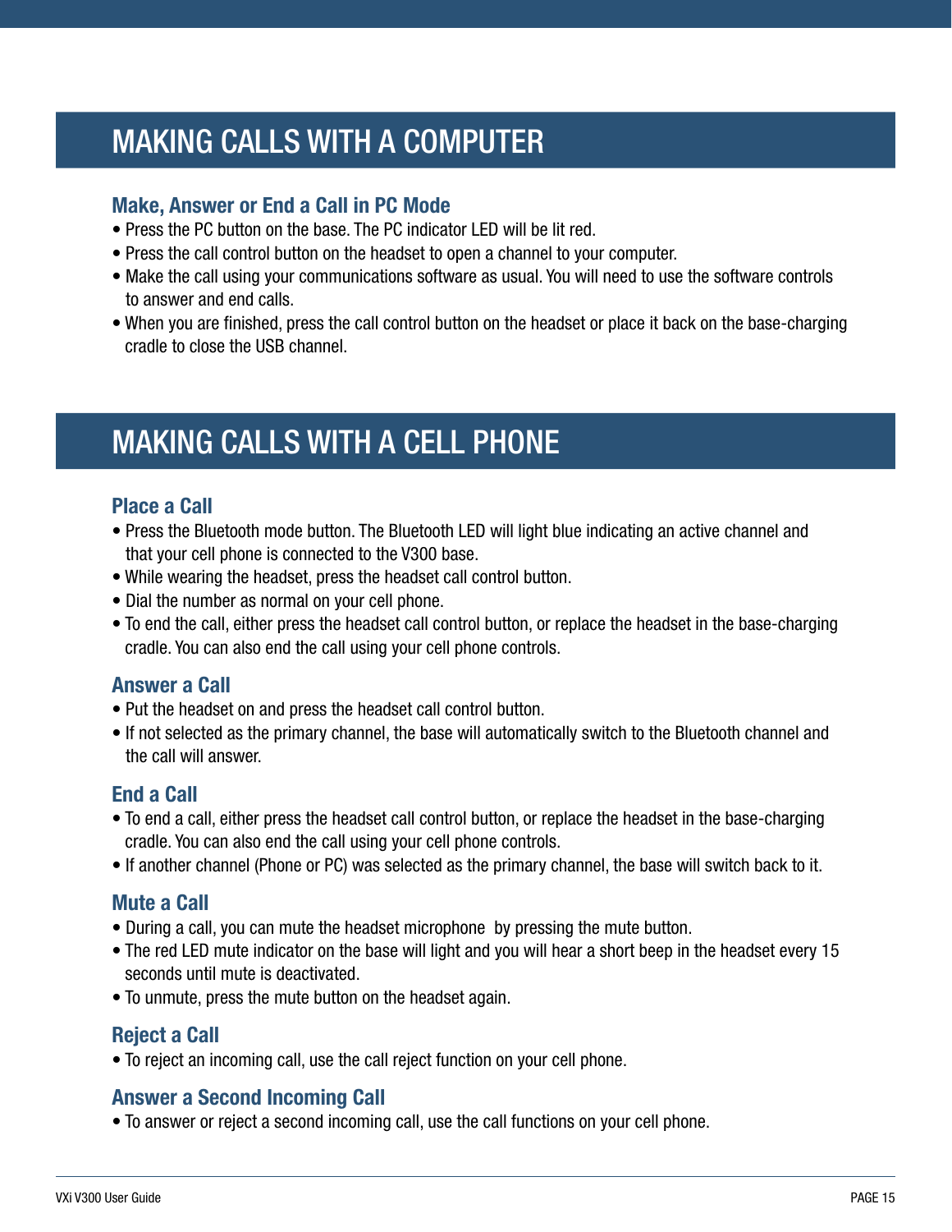# MAKING CALLS WITH A COMPUTER

### Make, Answer or End a Call in PC Mode

- Press the PC button on the base. The PC indicator LED will be lit red.
- Press the call control button on the headset to open a channel to your computer.
- Make the call using your communications software as usual. You will need to use the software controls to answer and end calls.
- When you are finished, press the call control button on the headset or place it back on the base-charging cradle to close the USB channel.

# MAKING CALLS WITH A CELL PHONE

### Place a Call

- Press the Bluetooth mode button. The Bluetooth LED will light blue indicating an active channel and that your cell phone is connected to the V300 base.
- While wearing the headset, press the headset call control button.
- Dial the number as normal on your cell phone.
- To end the call, either press the headset call control button, or replace the headset in the base-charging cradle. You can also end the call using your cell phone controls.

### Answer a Call

- Put the headset on and press the headset call control button.
- If not selected as the primary channel, the base will automatically switch to the Bluetooth channel and the call will answer.

### End a Call

- To end a call, either press the headset call control button, or replace the headset in the base-charging cradle. You can also end the call using your cell phone controls.
- If another channel (Phone or PC) was selected as the primary channel, the base will switch back to it.

### Mute a Call

- During a call, you can mute the headset microphone  by pressing the mute button.
- The red LED mute indicator on the base will light and you will hear a short beep in the headset every 15 seconds until mute is deactivated.
- To unmute, press the mute button on the headset again.

### Reject a Call

- To reject an incoming call, use the call reject function on your cell phone.

### Answer a Second Incoming Call

- To answer or reject a second incoming call, use the call functions on your cell phone.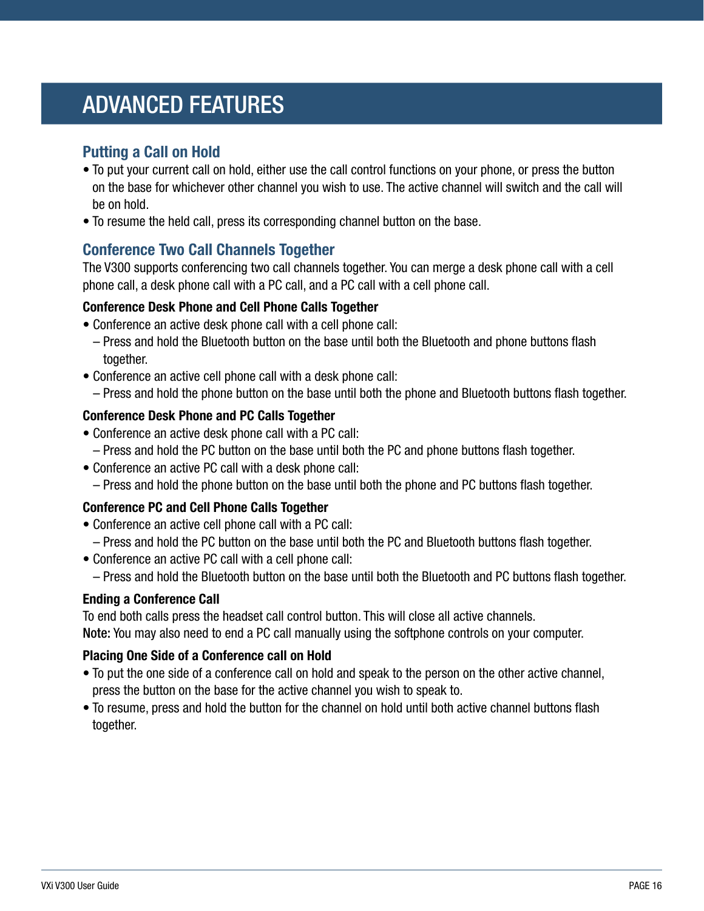# ADVANCED FEATURES

## Putting a Call on Hold

- To put your current call on hold, either use the call control functions on your phone, or press the button on the base for whichever other channel you wish to use. The active channel will switch and the call will be on hold.
- To resume the held call, press its corresponding channel button on the base.

## Conference Two Call Channels Together

The V300 supports conferencing two call channels together. You can merge a desk phone call with a cell phone call, a desk phone call with a PC call, and a PC call with a cell phone call.

### Conference Desk Phone and Cell Phone Calls Together

- Conference an active desk phone call with a cell phone call:
  - Press and hold the Bluetooth button on the base until both the Bluetooth and phone buttons flash together.
- Conference an active cell phone call with a desk phone call:
  - Press and hold the phone button on the base until both the phone and Bluetooth buttons flash together.

### Conference Desk Phone and PC Calls Together

- Conference an active desk phone call with a PC call:
  - Press and hold the PC button on the base until both the PC and phone buttons flash together.
- Conference an active PC call with a desk phone call:
  - Press and hold the phone button on the base until both the phone and PC buttons flash together.

### Conference PC and Cell Phone Calls Together

- Conference an active cell phone call with a PC call:
  - Press and hold the PC button on the base until both the PC and Bluetooth buttons flash together.
- Conference an active PC call with a cell phone call:
  - Press and hold the Bluetooth button on the base until both the Bluetooth and PC buttons flash together.

### Ending a Conference Call

To end both calls press the headset call control button. This will close all active channels.
**Note:** You may also need to end a PC call manually using the softphone controls on your computer.

### Placing One Side of a Conference call on Hold

- To put the one side of a conference call on hold and speak to the person on the other active channel, press the button on the base for the active channel you wish to speak to.
- To resume, press and hold the button for the channel on hold until both active channel buttons flash together.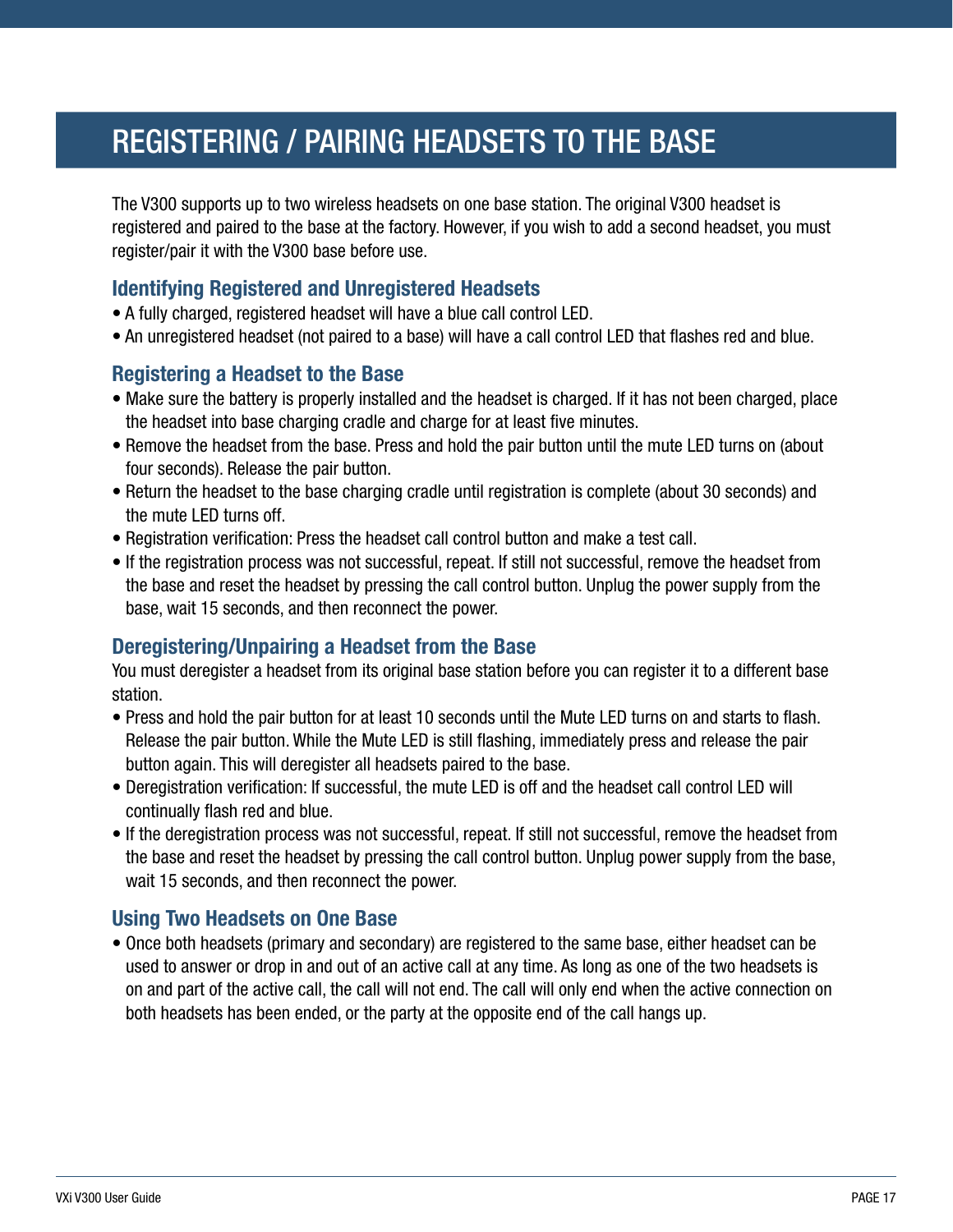# REGISTERING / PAIRING HEADSETS TO THE BASE

The V300 supports up to two wireless headsets on one base station. The original V300 headset is registered and paired to the base at the factory. However, if you wish to add a second headset, you must register/pair it with the V300 base before use.

## Identifying Registered and Unregistered Headsets

- A fully charged, registered headset will have a blue call control LED.
- An unregistered headset (not paired to a base) will have a call control LED that flashes red and blue.

## Registering a Headset to the Base

- Make sure the battery is properly installed and the headset is charged. If it has not been charged, place the headset into base charging cradle and charge for at least five minutes.
- Remove the headset from the base. Press and hold the pair button until the mute LED turns on (about four seconds). Release the pair button.
- Return the headset to the base charging cradle until registration is complete (about 30 seconds) and the mute LED turns off.
- Registration verification: Press the headset call control button and make a test call.
- If the registration process was not successful, repeat. If still not successful, remove the headset from the base and reset the headset by pressing the call control button. Unplug the power supply from the base, wait 15 seconds, and then reconnect the power.

## Deregistering/Unpairing a Headset from the Base

You must deregister a headset from its original base station before you can register it to a different base station.

- Press and hold the pair button for at least 10 seconds until the Mute LED turns on and starts to flash. Release the pair button. While the Mute LED is still flashing, immediately press and release the pair button again. This will deregister all headsets paired to the base.
- Deregistration verification: If successful, the mute LED is off and the headset call control LED will continually flash red and blue.
- If the deregistration process was not successful, repeat. If still not successful, remove the headset from the base and reset the headset by pressing the call control button. Unplug power supply from the base, wait 15 seconds, and then reconnect the power.

## Using Two Headsets on One Base

- Once both headsets (primary and secondary) are registered to the same base, either headset can be used to answer or drop in and out of an active call at any time. As long as one of the two headsets is on and part of the active call, the call will not end. The call will only end when the active connection on both headsets has been ended, or the party at the opposite end of the call hangs up.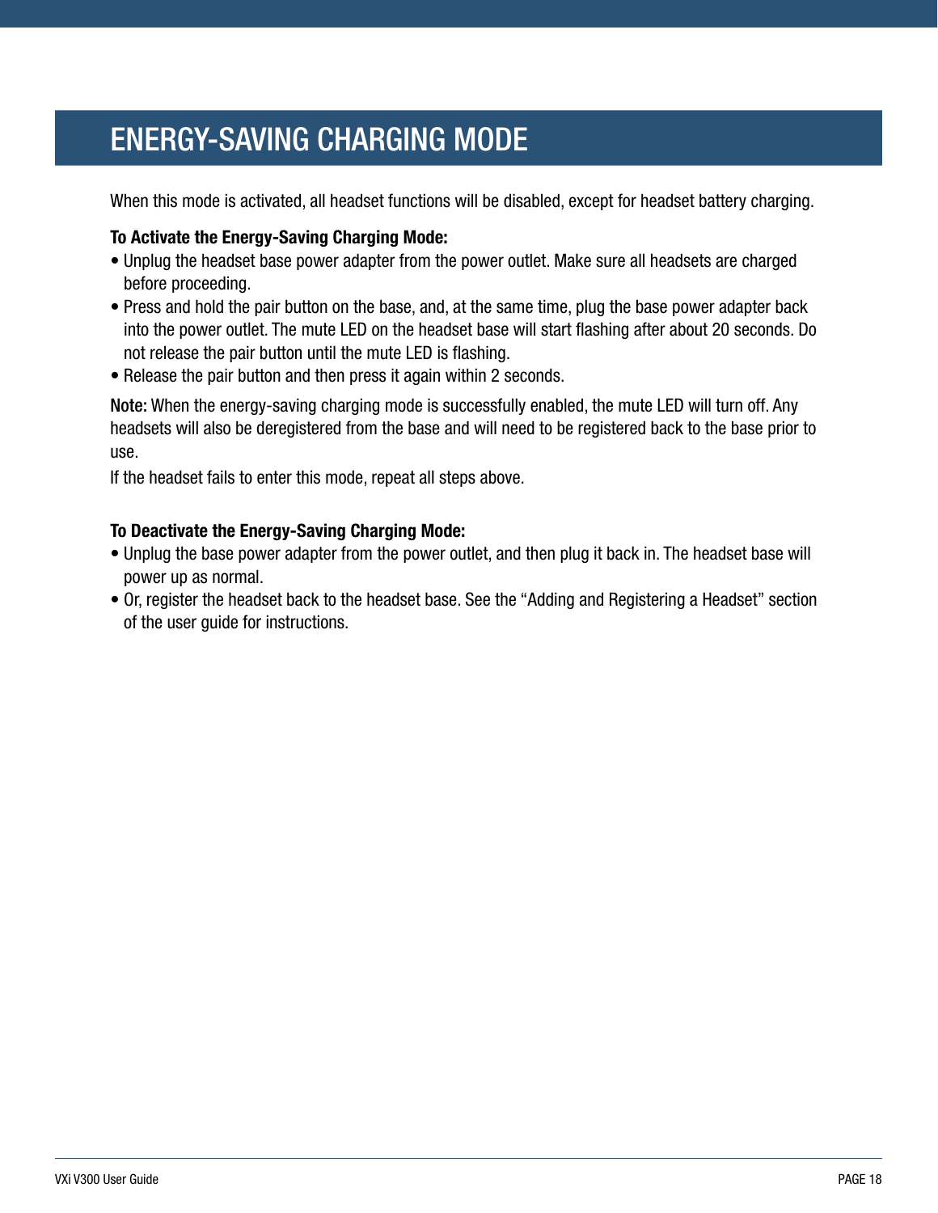# ENERGY-SAVING CHARGING MODE

When this mode is activated, all headset functions will be disabled, except for headset battery charging.

**To Activate the Energy-Saving Charging Mode:**

- Unplug the headset base power adapter from the power outlet. Make sure all headsets are charged before proceeding.
- Press and hold the pair button on the base, and, at the same time, plug the base power adapter back into the power outlet. The mute LED on the headset base will start flashing after about 20 seconds. Do not release the pair button until the mute LED is flashing.
- Release the pair button and then press it again within 2 seconds.

**Note:** When the energy-saving charging mode is successfully enabled, the mute LED will turn off. Any headsets will also be deregistered from the base and will need to be registered back to the base prior to use.

If the headset fails to enter this mode, repeat all steps above.

**To Deactivate the Energy-Saving Charging Mode:**

- Unplug the base power adapter from the power outlet, and then plug it back in. The headset base will power up as normal.
- Or, register the headset back to the headset base. See the "Adding and Registering a Headset" section of the user guide for instructions.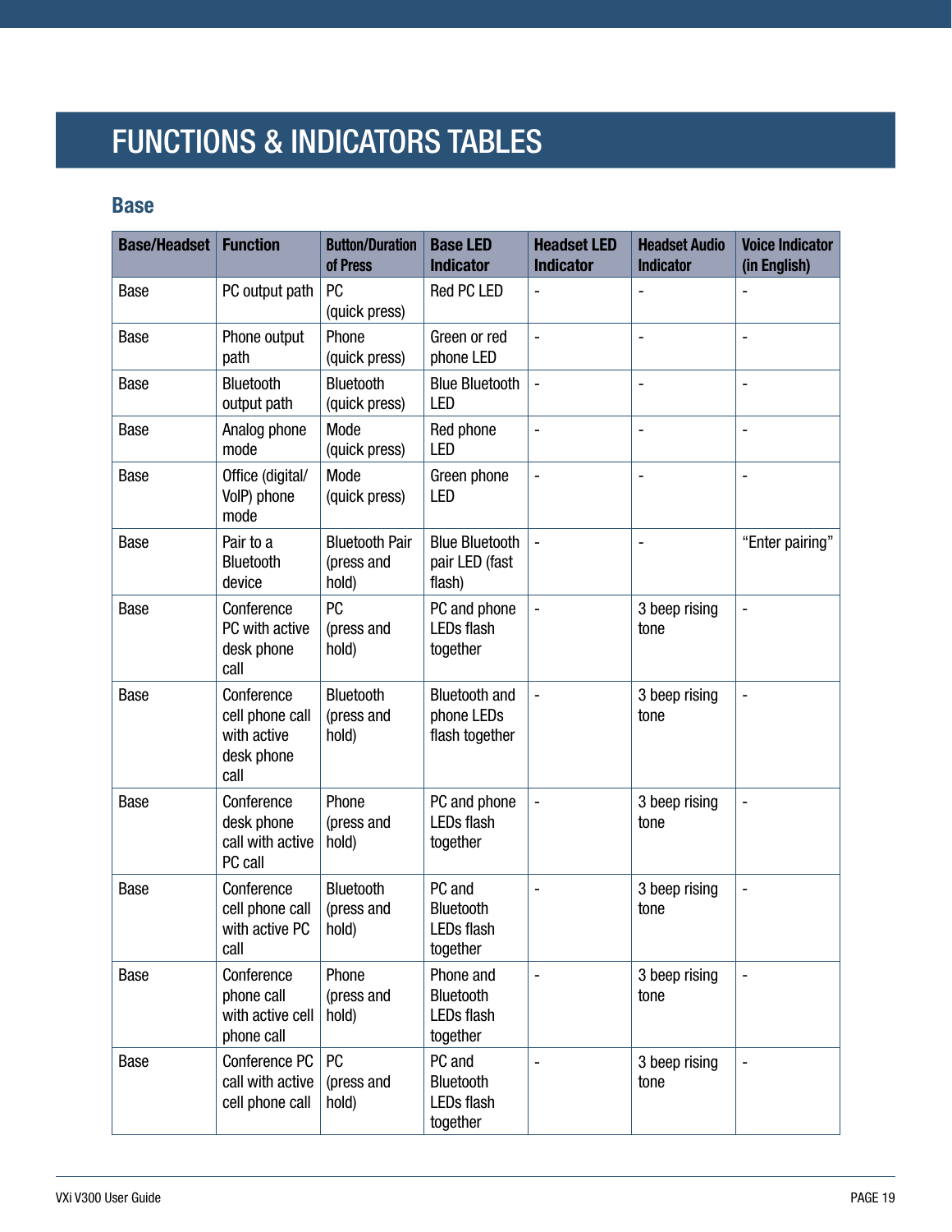# FUNCTIONS & INDICATORS TABLES

## Base

| Base/Headset | Function | Button/Duration of Press | Base LED Indicator | Headset LED Indicator | Headset Audio Indicator | Voice Indicator (in English) |
|---|---|---|---|---|---|---|
| Base | PC output path | PC (quick press) | Red PC LED | - | - | - |
| Base | Phone output path | Phone (quick press) | Green or red phone LED | - | - | - |
| Base | Bluetooth output path | Bluetooth (quick press) | Blue Bluetooth LED | - | - | - |
| Base | Analog phone mode | Mode (quick press) | Red phone LED | - | - | - |
| Base | Office (digital/ VoIP) phone mode | Mode (quick press) | Green phone LED | - | - | - |
| Base | Pair to a Bluetooth device | Bluetooth Pair (press and hold) | Blue Bluetooth pair LED (fast flash) | - | - | "Enter pairing" |
| Base | Conference PC with active desk phone call | PC (press and hold) | PC and phone LEDs flash together | - | 3 beep rising tone | - |
| Base | Conference cell phone call with active desk phone call | Bluetooth (press and hold) | Bluetooth and phone LEDs flash together | - | 3 beep rising tone | - |
| Base | Conference desk phone call with active PC call | Phone (press and hold) | PC and phone LEDs flash together | - | 3 beep rising tone | - |
| Base | Conference cell phone call with active PC call | Bluetooth (press and hold) | PC and Bluetooth LEDs flash together | - | 3 beep rising tone | - |
| Base | Conference phone call with active cell phone call | Phone (press and hold) | Phone and Bluetooth LEDs flash together | - | 3 beep rising tone | - |
| Base | Conference PC call with active cell phone call | PC (press and hold) | PC and Bluetooth LEDs flash together | - | 3 beep rising tone | - |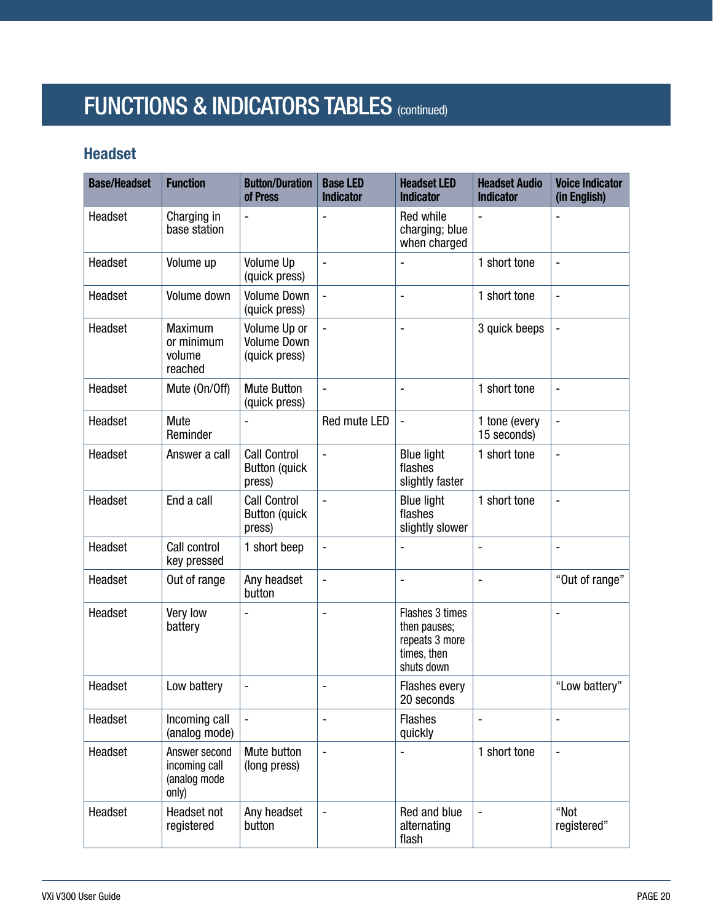# FUNCTIONS & INDICATORS TABLES (continued)

## Headset

| Base/Headset | Function | Button/Duration of Press | Base LED Indicator | Headset LED Indicator | Headset Audio Indicator | Voice Indicator (in English) |
|---|---|---|---|---|---|---|
| Headset | Charging in base station | - | - | Red while charging; blue when charged | - | - |
| Headset | Volume up | Volume Up (quick press) | - | - | 1 short tone | - |
| Headset | Volume down | Volume Down (quick press) | - | - | 1 short tone | - |
| Headset | Maximum or minimum volume reached | Volume Up or Volume Down (quick press) | - | - | 3 quick beeps | - |
| Headset | Mute (On/Off) | Mute Button (quick press) | - | - | 1 short tone | - |
| Headset | Mute Reminder | - | Red mute LED | - | 1 tone (every 15 seconds) | - |
| Headset | Answer a call | Call Control Button (quick press) | - | Blue light flashes slightly faster | 1 short tone | - |
| Headset | End a call | Call Control Button (quick press) | - | Blue light flashes slightly slower | 1 short tone | - |
| Headset | Call control key pressed | 1 short beep | - | - | - | - |
| Headset | Out of range | Any headset button | - | - | - | "Out of range" |
| Headset | Very low battery | - | - | Flashes 3 times then pauses; repeats 3 more times, then shuts down | | - |
| Headset | Low battery | - | - | Flashes every 20 seconds | | "Low battery" |
| Headset | Incoming call (analog mode) | - | - | Flashes quickly | - | - |
| Headset | Answer second incoming call (analog mode only) | Mute button (long press) | - | - | 1 short tone | - |
| Headset | Headset not registered | Any headset button | - | Red and blue alternating flash | - | "Not registered" |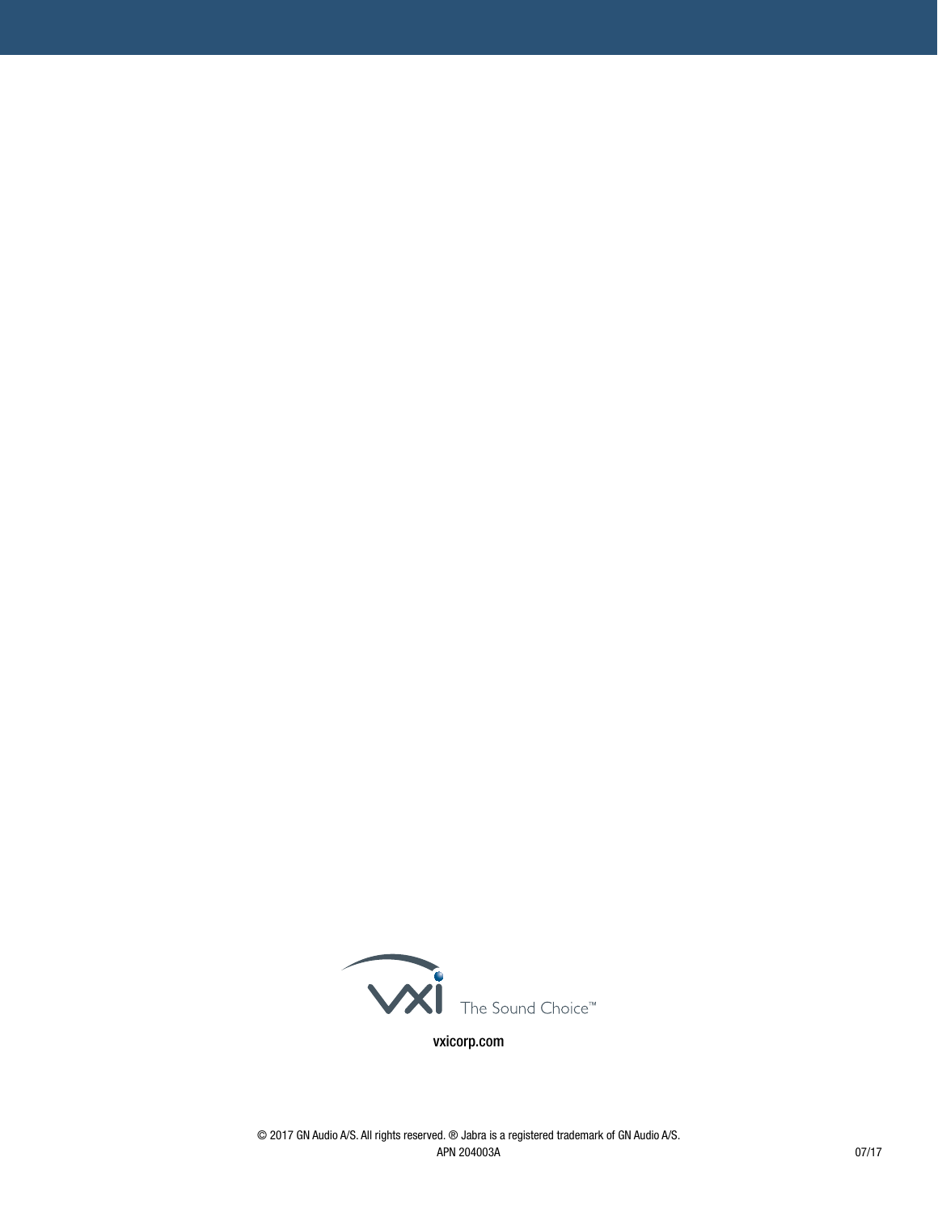The Sound Choice™

vxicorp.com

© 2017 GN Audio A/S. All rights reserved. ® Jabra is a registered trademark of GN Audio A/S.

APN 204003A

07/17